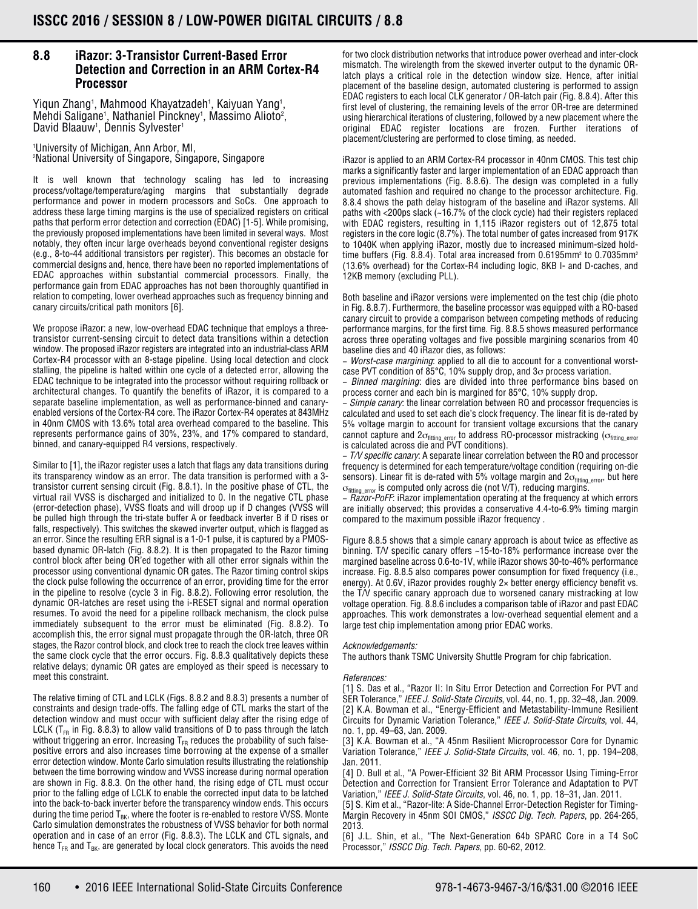## 8.8 iRazor: 3-Transistor Current-Based Error Detection and Correction in an ARM Cortex-R4 Processor

Yiqun Zhang[1], Mahmood Khayatzadeh[1], Kaiyuan Yang[1], Mehdi Saligane[1], Nathaniel Pinckney[1], Massimo Alioto[2], David Blaauw[1], Dennis Sylvester[1]

[1]University of Michigan, Ann Arbor, MI,
[2]National University of Singapore, Singapore, Singapore

It is well known that technology scaling has led to increasing process/voltage/temperature/aging margins that substantially degrade performance and power in modern processors and SoCs. One approach to address these large timing margins is the use of specialized registers on critical paths that perform error detection and correction (EDAC) [1-5]. While promising, the previously proposed implementations have been limited in several ways. Most notably, they often incur large overheads beyond conventional register designs (e.g., 8-to-44 additional transistors per register). This becomes an obstacle for commercial designs and, hence, there have been no reported implementations of EDAC approaches within substantial commercial processors. Finally, the performance gain from EDAC approaches has not been thoroughly quantified in relation to competing, lower overhead approaches such as frequency binning and canary circuits/critical path monitors [6].

We propose iRazor: a new, low-overhead EDAC technique that employs a three-transistor current-sensing circuit to detect data transitions within a detection window. The proposed iRazor registers are integrated into an industrial-class ARM Cortex-R4 processor with an 8-stage pipeline. Using local detection and clock stalling, the pipeline is halted within one cycle of a detected error, allowing the EDAC technique to be integrated into the processor without requiring rollback or architectural changes. To quantify the benefits of iRazor, it is compared to a separate baseline implementation, as well as performance-binned and canary-enabled versions of the Cortex-R4 core. The iRazor Cortex-R4 operates at 843MHz in 40nm CMOS with 13.6% total area overhead compared to the baseline. This represents performance gains of 30%, 23%, and 17% compared to standard, binned, and canary-equipped R4 versions, respectively.

Similar to [1], the iRazor register uses a latch that flags any data transitions during its transparency window as an error. The data transition is performed with a 3-transistor current sensing circuit (Fig. 8.8.1). In the positive phase of CTL, the virtual rail VVSS is discharged and initialized to 0. In the negative CTL phase (error-detection phase), VVSS floats and will droop up if D changes (VVSS will be pulled high through the tri-state buffer A or feedback inverter B if D rises or falls, respectively). This switches the skewed inverter output, which is flagged as an error. Since the resulting ERR signal is a 1-0-1 pulse, it is captured by a PMOS-based dynamic OR-latch (Fig. 8.8.2). It is then propagated to the Razor timing control block after being OR'ed together with all other error signals within the processor using conventional dynamic OR gates. The Razor timing control skips the clock pulse following the occurrence of an error, providing time for the error in the pipeline to resolve (cycle 3 in Fig. 8.8.2). Following error resolution, the dynamic OR-latches are reset using the i-RESET signal and normal operation resumes. To avoid the need for a pipeline rollback mechanism, the clock pulse immediately subsequent to the error must be eliminated (Fig. 8.8.2). To accomplish this, the error signal must propagate through the OR-latch, three OR stages, the Razor control block, and clock tree to reach the clock tree leaves within the same clock cycle that the error occurs. Fig. 8.8.3 qualitatively depicts these relative delays; dynamic OR gates are employed as their speed is necessary to meet this constraint.

The relative timing of CTL and LCLK (Figs. 8.8.2 and 8.8.3) presents a number of constraints and design trade-offs. The falling edge of CTL marks the start of the detection window and must occur with sufficient delay after the rising edge of LCLK ($T_{FR}$ in Fig. 8.8.3) to allow valid transitions of D to pass through the latch without triggering an error. Increasing $T_{FR}$ reduces the probability of such false-positive errors and also increases time borrowing at the expense of a smaller error detection window. Monte Carlo simulation results illustrating the relationship between the time borrowing window and VVSS increase during normal operation are shown in Fig. 8.8.3. On the other hand, the rising edge of CTL must occur prior to the falling edge of LCLK to enable the corrected input data to be latched into the back-to-back inverter before the transparency window ends. This occurs during the time period $T_{BK}$, where the footer is re-enabled to restore VVSS. Monte Carlo simulation demonstrates the robustness of VVSS behavior for both normal operation and in case of an error (Fig. 8.8.3). The LCLK and CTL signals, and hence $T_{FR}$ and $T_{BK}$, are generated by local clock generators. This avoids the need for two clock distribution networks that introduce power overhead and inter-clock mismatch. The wirelength from the skewed inverter output to the dynamic OR-latch plays a critical role in the detection window size. Hence, after initial placement of the baseline design, automated clustering is performed to assign EDAC registers to each local CLK generator / OR-latch pair (Fig. 8.8.4). After this first level of clustering, the remaining levels of the error OR-tree are determined using hierarchical iterations of clustering, followed by a new placement where the original EDAC register locations are frozen. Further iterations of placement/clustering are performed to close timing, as needed.

iRazor is applied to an ARM Cortex-R4 processor in 40nm CMOS. This test chip marks a significantly faster and larger implementation of an EDAC approach than previous implementations (Fig. 8.8.6). The design was completed in a fully automated fashion and required no change to the processor architecture. Fig. 8.8.4 shows the path delay histogram of the baseline and iRazor systems. All paths with <200ps slack (~16.7% of the clock cycle) had their registers replaced with EDAC registers, resulting in 1,115 iRazor registers out of 12,875 total registers in the core logic (8.7%). The total number of gates increased from 917K to 1040K when applying iRazor, mostly due to increased minimum-sized hold-time buffers (Fig. 8.8.4). Total area increased from 0.6195mm² to 0.7035mm² (13.6% overhead) for the Cortex-R4 including logic, 8KB I- and D-caches, and 12KB memory (excluding PLL).

Both baseline and iRazor versions were implemented on the test chip (die photo in Fig. 8.8.7). Furthermore, the baseline processor was equipped with a RO-based canary circuit to provide a comparison between competing methods of reducing performance margins, for the first time. Fig. 8.8.5 shows measured performance across three operating voltages and five possible margining scenarios from 40 baseline dies and 40 iRazor dies, as follows:

– *Worst-case margining*: applied to all die to account for a conventional worst-case PVT condition of 85°C, 10% supply drop, and 3σ process variation.
– *Binned margining*: dies are divided into three performance bins based on process corner and each bin is margined for 85°C, 10% supply drop.
– *Simple canary*: the linear correlation between RO and processor frequencies is calculated and used to set each die's clock frequency. The linear fit is de-rated by 5% voltage margin to account for transient voltage excursions that the canary cannot capture and $2\sigma_{fitting\_error}$ to address RO-processor mistracking ($\sigma_{fitting\_error}$ is calculated across die and PVT conditions).
– *T/V specific canary*: A separate linear correlation between the RO and processor frequency is determined for each temperature/voltage condition (requiring on-die sensors). Linear fit is de-rated with 5% voltage margin and $2\sigma_{fitting\_error}$, but here $\sigma_{fitting\_error}$ is computed only across die (not V/T), reducing margins.
– *Razor-PoFF*: iRazor implementation operating at the frequency at which errors are initially observed; this provides a conservative 4.4-to-6.9% timing margin compared to the maximum possible iRazor frequency .

Figure 8.8.5 shows that a simple canary approach is about twice as effective as binning. T/V specific canary offers ~15-to-18% performance increase over the margined baseline across 0.6-to-1V, while iRazor shows 30-to-46% performance increase. Fig. 8.8.5 also compares power consumption for fixed frequency (i.e., energy). At 0.6V, iRazor provides roughly 2× better energy efficiency benefit vs. the T/V specific canary approach due to worsened canary mistracking at low voltage operation. Fig. 8.8.6 includes a comparison table of iRazor and past EDAC approaches. This work demonstrates a low-overhead sequential element and a large test chip implementation among prior EDAC works.

*Acknowledgements:*
The authors thank TSMC University Shuttle Program for chip fabrication.

*References:*
[1] S. Das et al., "Razor II: In Situ Error Detection and Correction For PVT and SER Tolerance," *IEEE J. Solid-State Circuits*, vol. 44, no. 1, pp. 32–48, Jan. 2009.
[2] K.A. Bowman et al., "Energy-Efficient and Metastability-Immune Resilient Circuits for Dynamic Variation Tolerance," *IEEE J. Solid-State Circuits*, vol. 44, no. 1, pp. 49–63, Jan. 2009.
[3] K.A. Bowman et al., "A 45nm Resilient Microprocessor Core for Dynamic Variation Tolerance," *IEEE J. Solid-State Circuits*, vol. 46, no. 1, pp. 194–208, Jan. 2011.
[4] D. Bull et al., "A Power-Efficient 32 Bit ARM Processor Using Timing-Error Detection and Correction for Transient Error Tolerance and Adaptation to PVT Variation," *IEEE J. Solid-State Circuits*, vol. 46, no. 1, pp. 18–31, Jan. 2011.
[5] S. Kim et al., "Razor-lite: A Side-Channel Error-Detection Register for Timing-Margin Recovery in 45nm SOI CMOS," *ISSCC Dig. Tech. Papers*, pp. 264-265, 2013.
[6] J.L. Shin, et al., "The Next-Generation 64b SPARC Core in a T4 SoC Processor," *ISSCC Dig. Tech. Papers*, pp. 60-62, 2012.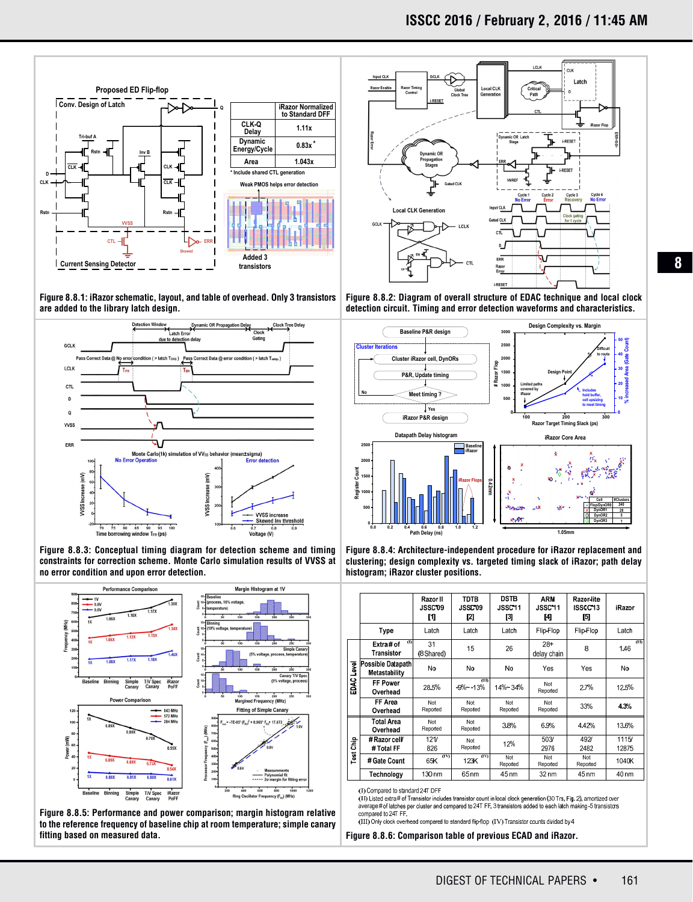Figure 8.8.1: iRazor schematic, layout, and table of overhead. Only 3 transistors are added to the library latch design.

| | iRazor Normalized to Standard DFF |
|---|---|
| CLK-Q Delay | 1.11x |
| Dynamic Energy/Cycle | 0.83x* |
| Area | 1.043x |

\* Include shared CTL generation

Figure 8.8.2: Diagram of overall structure of EDAC technique and local clock detection circuit. Timing and error detection waveforms and characteristics.

Figure 8.8.3: Conceptual timing diagram for detection scheme and timing constraints for correction scheme. Monte Carlo simulation results of VVSS at no error condition and upon error detection.

Figure 8.8.4: Architecture-independent procedure for iRazor replacement and clustering; design complexity vs. targeted timing slack of iRazor; path delay histogram; iRazor cluster positions.

Figure 8.8.5: Performance and power comparison; margin histogram relative to the reference frequency of baseline chip at room temperature; simple canary fitting based on measured data.

| | | Razor II JSSC'09 [1] | TDTB JSSC'09 [2] | DSTB JSSC'11 [3] | ARM JSSC'11 [4] | Razor-lite ISSCC'13 [5] | iRazor |
|---|---|---|---|---|---|---|---|
| EDAC Level | Type | Latch | Latch | Latch | Flip-Flop | Flip-Flop | Latch |
| | Extra # of Transistor (I) | 31 (8 Shared) | 15 | 26 | 28+ delay chain | 8 | 1.46 (II) |
| | Possible Datapath Metastability | No | No | No | Yes | Yes | No |
| | FF Power Overhead | 28.5% | -9% ~ -13% (III) | 14% ~ 34% | Not Reported | 2.7% | 12.5% |
| | FF Area Overhead | Not Reported | Not Reported | Not Reported | Not Reported | 33% | 4.3% |
| Test Chip | Total Area Overhead | Not Reported | Not Reported | 3.8% | 6.9% | 4.42% | 13.6% |
| | # Razor cell/ # Total FF | 121/ 826 | Not Reported | 12% | 503/ 2976 | 492/ 2482 | 1115/ 12875 |
| | # Gate Count | 65K (IV) | 123K (IV) | Not Reported | Not Reported | Not Reported | 1040K |
| | Technology | 130nm | 65nm | 45nm | 32nm | 45nm | 40nm |

(I) Compared to standard 24T DFF
(II) Listed extra # of Transistor includes transistor count in local clock generation (30 Trs, Fig. 2), amortized over average # of latches per cluster and compared to 24T FF. 3 transistors added to each latch making -5 transistors compared to 24T FF.
(III) Only clock overhead compared to standard flip-flop (IV) Transistor counts divided by 4

Figure 8.8.6: Comparison table of previous ECAD and iRazor.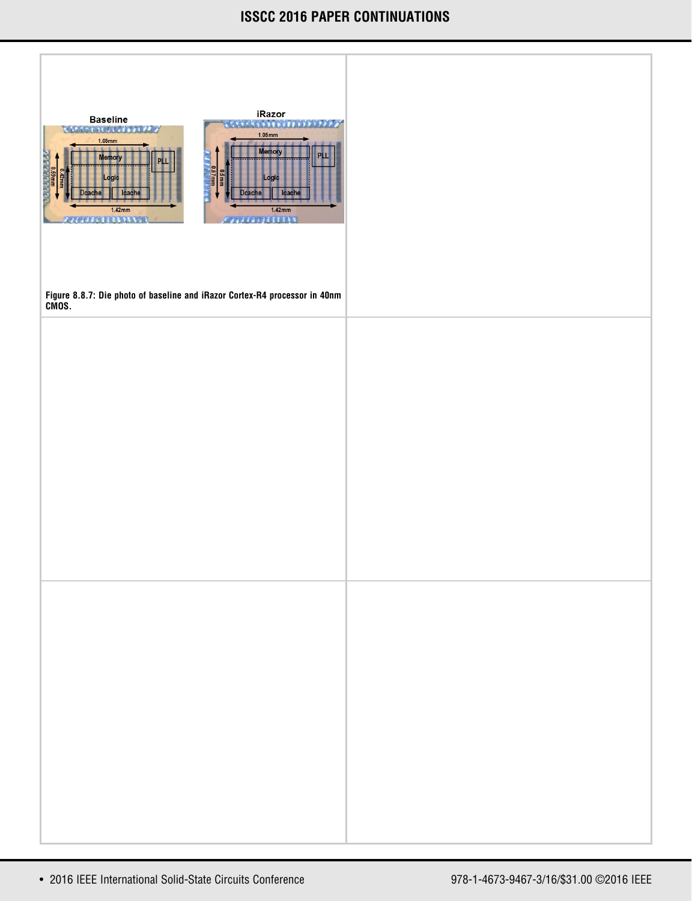Baseline

1.05mm

Memory

PLL

0.59mm

0.42mm

Logic

Dcache

Icache

1.42mm

iRazor

1.05mm

Memory

PLL

0.67mm

0.5mm

Logic

Dcache

Icache

1.42mm

Figure 8.8.7: Die photo of baseline and iRazor Cortex-R4 processor in 40nm CMOS.